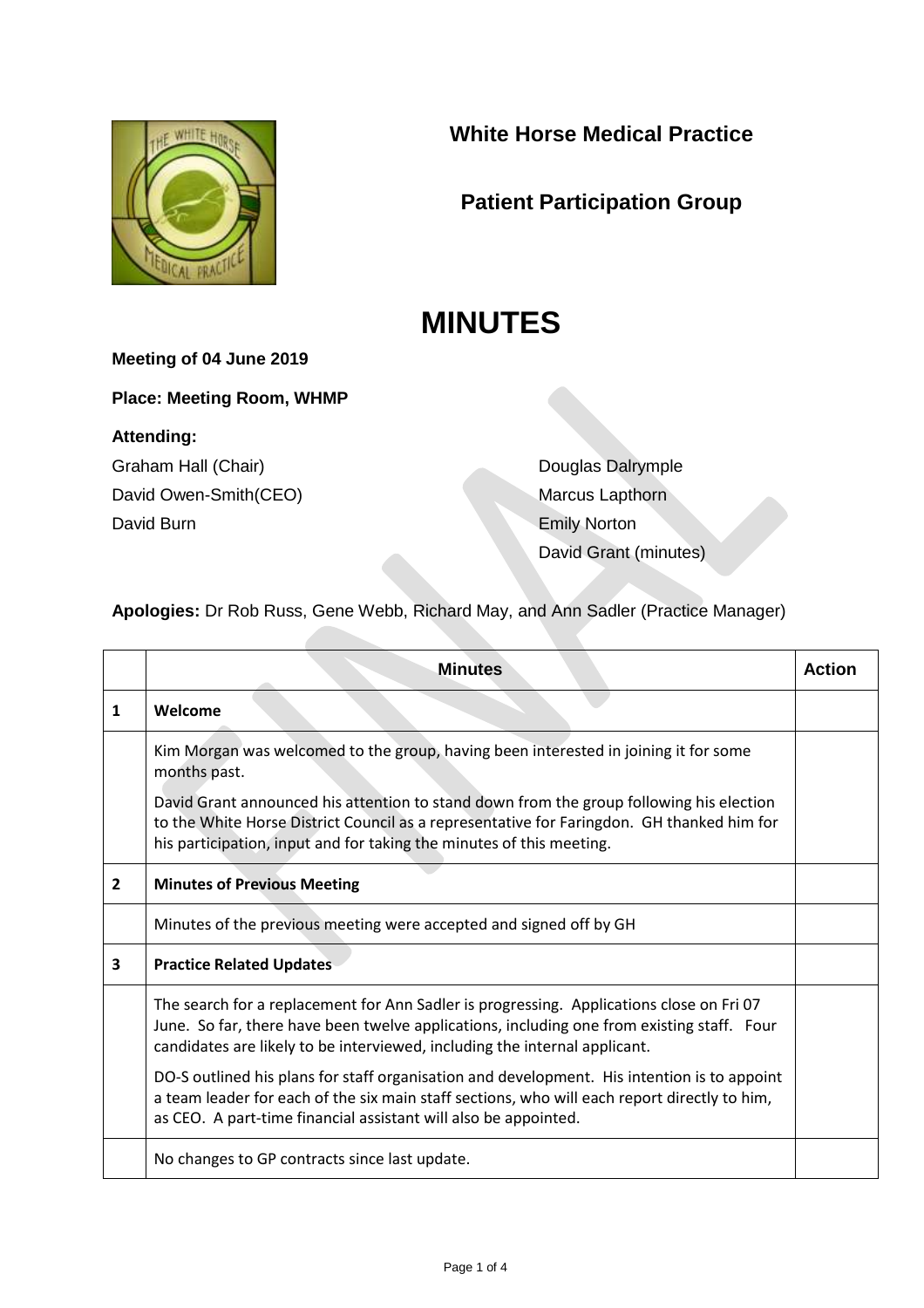# White Horse Medical Practice

## Patient Participation Group

# MINUTES

**Meeting of 04 June 2019**

**Place: Meeting Room, WHMP**

**Attending:**

Graham Hall (Chair)
David Owen-Smith(CEO)
David Burn
Douglas Dalrymple
Marcus Lapthorn
Emily Norton
David Grant (minutes)

**Apologies:** Dr Rob Russ, Gene Webb, Richard May, and Ann Sadler (Practice Manager)

| | Minutes | Action |
|---|---|---|
| 1 | **Welcome** | |
| | Kim Morgan was welcomed to the group, having been interested in joining it for some months past.<br><br>David Grant announced his attention to stand down from the group following his election to the White Horse District Council as a representative for Faringdon. GH thanked him for his participation, input and for taking the minutes of this meeting. | |
| 2 | **Minutes of Previous Meeting** | |
| | Minutes of the previous meeting were accepted and signed off by GH | |
| 3 | **Practice Related Updates** | |
| | The search for a replacement for Ann Sadler is progressing. Applications close on Fri 07 June. So far, there have been twelve applications, including one from existing staff. Four candidates are likely to be interviewed, including the internal applicant.<br><br>DO-S outlined his plans for staff organisation and development. His intention is to appoint a team leader for each of the six main staff sections, who will each report directly to him, as CEO. A part-time financial assistant will also be appointed. | |
| | No changes to GP contracts since last update. | |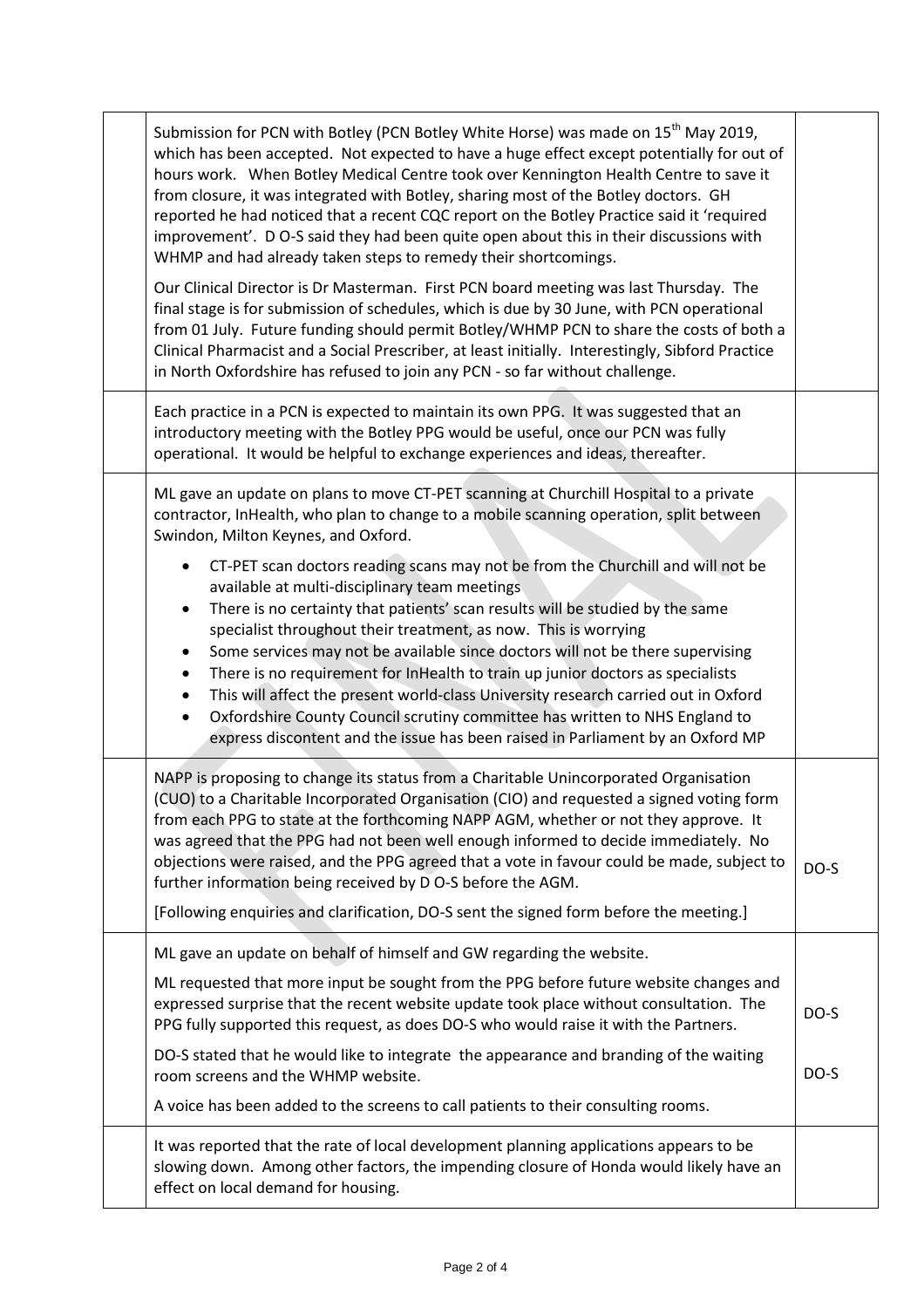| | | |
|---|---|---|
| | Submission for PCN with Botley (PCN Botley White Horse) was made on 15th May 2019, which has been accepted. Not expected to have a huge effect except potentially for out of hours work. When Botley Medical Centre took over Kennington Health Centre to save it from closure, it was integrated with Botley, sharing most of the Botley doctors. GH reported he had noticed that a recent CQC report on the Botley Practice said it 'required improvement'. D O-S said they had been quite open about this in their discussions with WHMP and had already taken steps to remedy their shortcomings.<br><br>Our Clinical Director is Dr Masterman. First PCN board meeting was last Thursday. The final stage is for submission of schedules, which is due by 30 June, with PCN operational from 01 July. Future funding should permit Botley/WHMP PCN to share the costs of both a Clinical Pharmacist and a Social Prescriber, at least initially. Interestingly, Sibford Practice in North Oxfordshire has refused to join any PCN - so far without challenge. | |
| | Each practice in a PCN is expected to maintain its own PPG. It was suggested that an introductory meeting with the Botley PPG would be useful, once our PCN was fully operational. It would be helpful to exchange experiences and ideas, thereafter. | |
| | ML gave an update on plans to move CT-PET scanning at Churchill Hospital to a private contractor, InHealth, who plan to change to a mobile scanning operation, split between Swindon, Milton Keynes, and Oxford.<br><br>• CT-PET scan doctors reading scans may not be from the Churchill and will not be available at multi-disciplinary team meetings<br>• There is no certainty that patients' scan results will be studied by the same specialist throughout their treatment, as now. This is worrying<br>• Some services may not be available since doctors will not be there supervising<br>• There is no requirement for InHealth to train up junior doctors as specialists<br>• This will affect the present world-class University research carried out in Oxford<br>• Oxfordshire County Council scrutiny committee has written to NHS England to express discontent and the issue has been raised in Parliament by an Oxford MP | |
| | NAPP is proposing to change its status from a Charitable Unincorporated Organisation (CUO) to a Charitable Incorporated Organisation (CIO) and requested a signed voting form from each PPG to state at the forthcoming NAPP AGM, whether or not they approve. It was agreed that the PPG had not been well enough informed to decide immediately. No objections were raised, and the PPG agreed that a vote in favour could be made, subject to further information being received by D O-S before the AGM.<br><br>[Following enquiries and clarification, DO-S sent the signed form before the meeting.] | DO-S |
| | ML gave an update on behalf of himself and GW regarding the website.<br><br>ML requested that more input be sought from the PPG before future website changes and expressed surprise that the recent website update took place without consultation. The PPG fully supported this request, as does DO-S who would raise it with the Partners.<br><br>DO-S stated that he would like to integrate the appearance and branding of the waiting room screens and the WHMP website.<br><br>A voice has been added to the screens to call patients to their consulting rooms. | DO-S<br><br>DO-S |
| | It was reported that the rate of local development planning applications appears to be slowing down. Among other factors, the impending closure of Honda would likely have an effect on local demand for housing. | |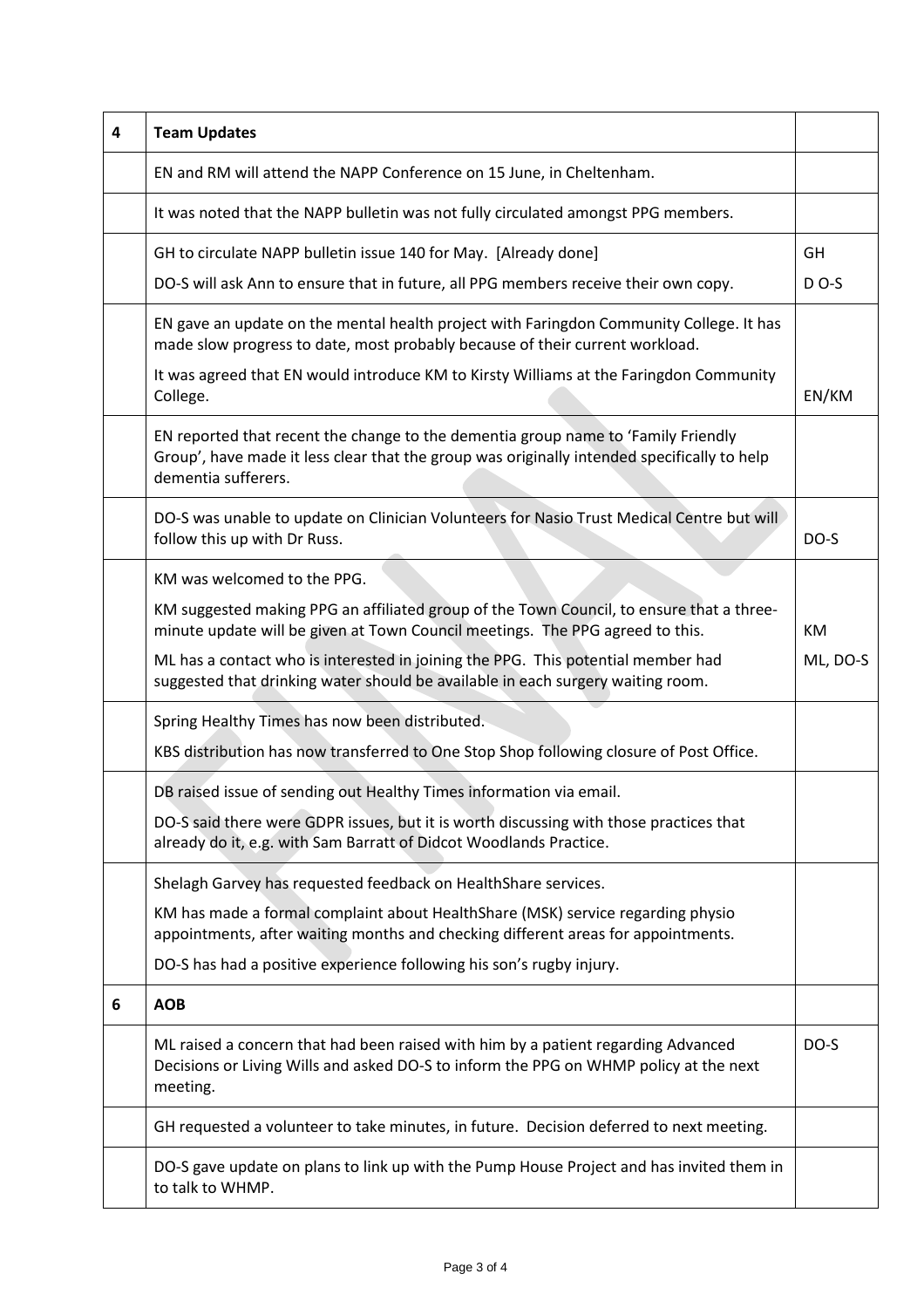| 4 | **Team Updates** | |
|---|---|---|
| | EN and RM will attend the NAPP Conference on 15 June, in Cheltenham. | |
| | It was noted that the NAPP bulletin was not fully circulated amongst PPG members. | |
| | GH to circulate NAPP bulletin issue 140 for May. [Already done]<br>DO-S will ask Ann to ensure that in future, all PPG members receive their own copy. | GH<br>D O-S |
| | EN gave an update on the mental health project with Faringdon Community College. It has made slow progress to date, most probably because of their current workload.<br>It was agreed that EN would introduce KM to Kirsty Williams at the Faringdon Community College. | EN/KM |
| | EN reported that recent the change to the dementia group name to 'Family Friendly Group', have made it less clear that the group was originally intended specifically to help dementia sufferers. | |
| | DO-S was unable to update on Clinician Volunteers for Nasio Trust Medical Centre but will follow this up with Dr Russ. | DO-S |
| | KM was welcomed to the PPG.<br>KM suggested making PPG an affiliated group of the Town Council, to ensure that a three-minute update will be given at Town Council meetings. The PPG agreed to this.<br>ML has a contact who is interested in joining the PPG. This potential member had suggested that drinking water should be available in each surgery waiting room. | KM<br>ML, DO-S |
| | Spring Healthy Times has now been distributed.<br>KBS distribution has now transferred to One Stop Shop following closure of Post Office. | |
| | DB raised issue of sending out Healthy Times information via email.<br>DO-S said there were GDPR issues, but it is worth discussing with those practices that already do it, e.g. with Sam Barratt of Didcot Woodlands Practice. | |
| | Shelagh Garvey has requested feedback on HealthShare services.<br>KM has made a formal complaint about HealthShare (MSK) service regarding physio appointments, after waiting months and checking different areas for appointments.<br>DO-S has had a positive experience following his son's rugby injury. | |
| 6 | **AOB** | |
| | ML raised a concern that had been raised with him by a patient regarding Advanced Decisions or Living Wills and asked DO-S to inform the PPG on WHMP policy at the next meeting. | DO-S |
| | GH requested a volunteer to take minutes, in future. Decision deferred to next meeting. | |
| | DO-S gave update on plans to link up with the Pump House Project and has invited them in to talk to WHMP. | |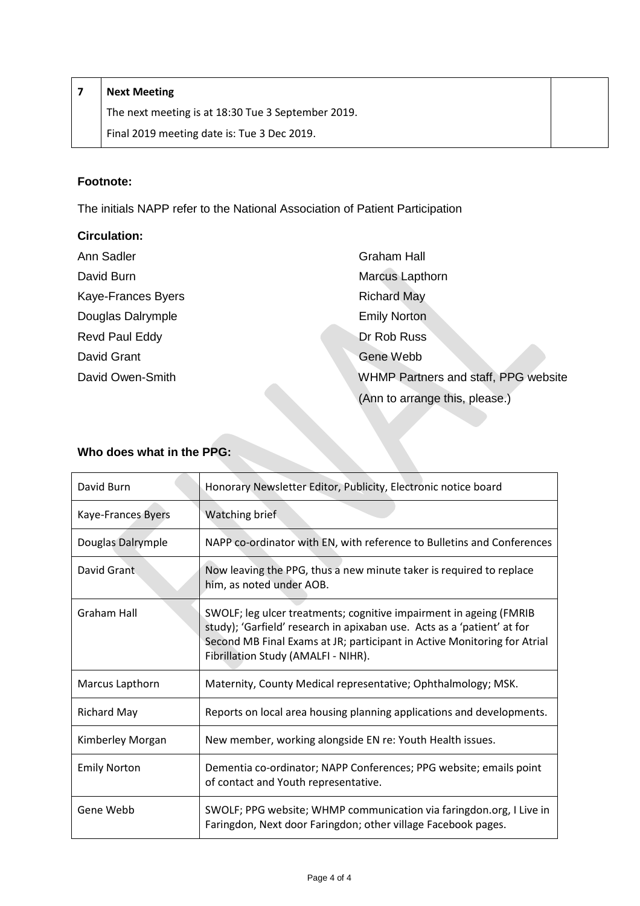| | | |
|---|---|---|
| **7** | **Next Meeting**<br>The next meeting is at 18:30 Tue 3 September 2019.<br>Final 2019 meeting date is: Tue 3 Dec 2019. | |

**Footnote:**

The initials NAPP refer to the National Association of Patient Participation

**Circulation:**

Ann Sadler
David Burn
Kaye-Frances Byers
Douglas Dalrymple
Revd Paul Eddy
David Grant
David Owen-Smith
Graham Hall
Marcus Lapthorn
Richard May
Emily Norton
Dr Rob Russ
Gene Webb
WHMP Partners and staff, PPG website
(Ann to arrange this, please.)

**Who does what in the PPG:**

| | |
|---|---|
| David Burn | Honorary Newsletter Editor, Publicity, Electronic notice board |
| Kaye-Frances Byers | Watching brief |
| Douglas Dalrymple | NAPP co-ordinator with EN, with reference to Bulletins and Conferences |
| David Grant | Now leaving the PPG, thus a new minute taker is required to replace him, as noted under AOB. |
| Graham Hall | SWOLF; leg ulcer treatments; cognitive impairment in ageing (FMRIB study); 'Garfield' research in apixaban use. Acts as a 'patient' at for Second MB Final Exams at JR; participant in Active Monitoring for Atrial Fibrillation Study (AMALFI - NIHR). |
| Marcus Lapthorn | Maternity, County Medical representative; Ophthalmology; MSK. |
| Richard May | Reports on local area housing planning applications and developments. |
| Kimberley Morgan | New member, working alongside EN re: Youth Health issues. |
| Emily Norton | Dementia co-ordinator; NAPP Conferences; PPG website; emails point of contact and Youth representative. |
| Gene Webb | SWOLF; PPG website; WHMP communication via faringdon.org, I Live in Faringdon, Next door Faringdon; other village Facebook pages. |